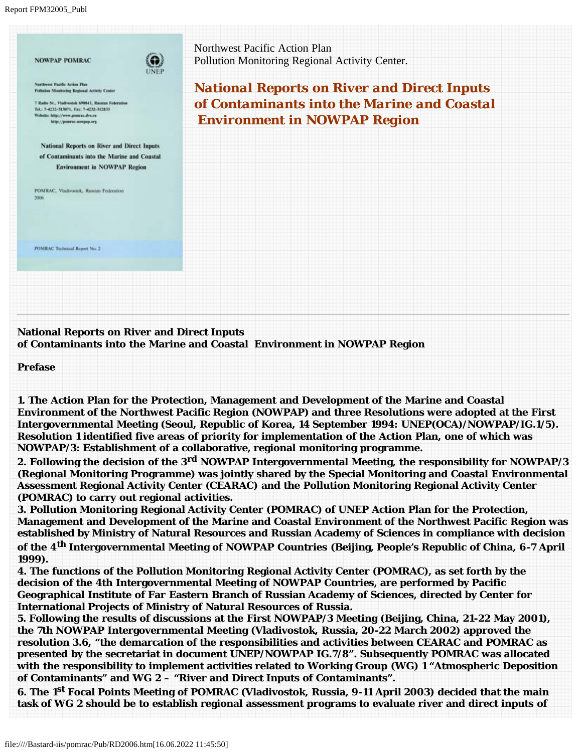Northwest Pacific Action Plan
Pollution Monitoring Regional Activity Center.

# National Reports on River and Direct Inputs of Contaminants into the Marine and Coastal Environment in NOWPAP Region

---

**National Reports on River and Direct Inputs of Contaminants into the Marine and Coastal Environment in NOWPAP Region**

**Prefase**

**1. The Action Plan for the Protection, Management and Development of the Marine and Coastal Environment of the Northwest Pacific Region (NOWPAP) and three Resolutions were adopted at the First Intergovernmental Meeting (Seoul, Republic of Korea, 14 September 1994: UNEP(OCA)/NOWPAP/IG.1/5). Resolution 1 identified five areas of priority for implementation of the Action Plan, one of which was NOWPAP/3: Establishment of a collaborative, regional monitoring programme.**

**2. Following the decision of the 3rd NOWPAP Intergovernmental Meeting, the responsibility for NOWPAP/3 (Regional Monitoring Programme) was jointly shared by the Special Monitoring and Coastal Environmental Assessment Regional Activity Center (CEARAC) and the Pollution Monitoring Regional Activity Center (POMRAC) to carry out regional activities.**

**3. Pollution Monitoring Regional Activity Center (POMRAC) of UNEP Action Plan for the Protection, Management and Development of the Marine and Coastal Environment of the Northwest Pacific Region was established by Ministry of Natural Resources and Russian Academy of Sciences in compliance with decision of the 4th Intergovernmental Meeting of NOWPAP Countries (Beijing, People's Republic of China, 6-7 April 1999).**

**4. The functions of the Pollution Monitoring Regional Activity Center (POMRAC), as set forth by the decision of the 4th Intergovernmental Meeting of NOWPAP Countries, are performed by Pacific Geographical Institute of Far Eastern Branch of Russian Academy of Sciences, directed by Center for International Projects of Ministry of Natural Resources of Russia.**

**5. Following the results of discussions at the First NOWPAP/3 Meeting (Beijing, China, 21-22 May 2001), the 7th NOWPAP Intergovernmental Meeting (Vladivostok, Russia, 20-22 March 2002) approved the resolution 3.6, "the demarcation of the responsibilities and activities between CEARAC and POMRAC as presented by the secretariat in document UNEP/NOWPAP IG.7/8". Subsequently POMRAC was allocated with the responsibility to implement activities related to Working Group (WG) 1 "Atmospheric Deposition of Contaminants" and WG 2 – "River and Direct Inputs of Contaminants".**

**6. The 1st Focal Points Meeting of POMRAC (Vladivostok, Russia, 9-11 April 2003) decided that the main task of WG 2 should be to establish regional assessment programs to evaluate river and direct inputs of**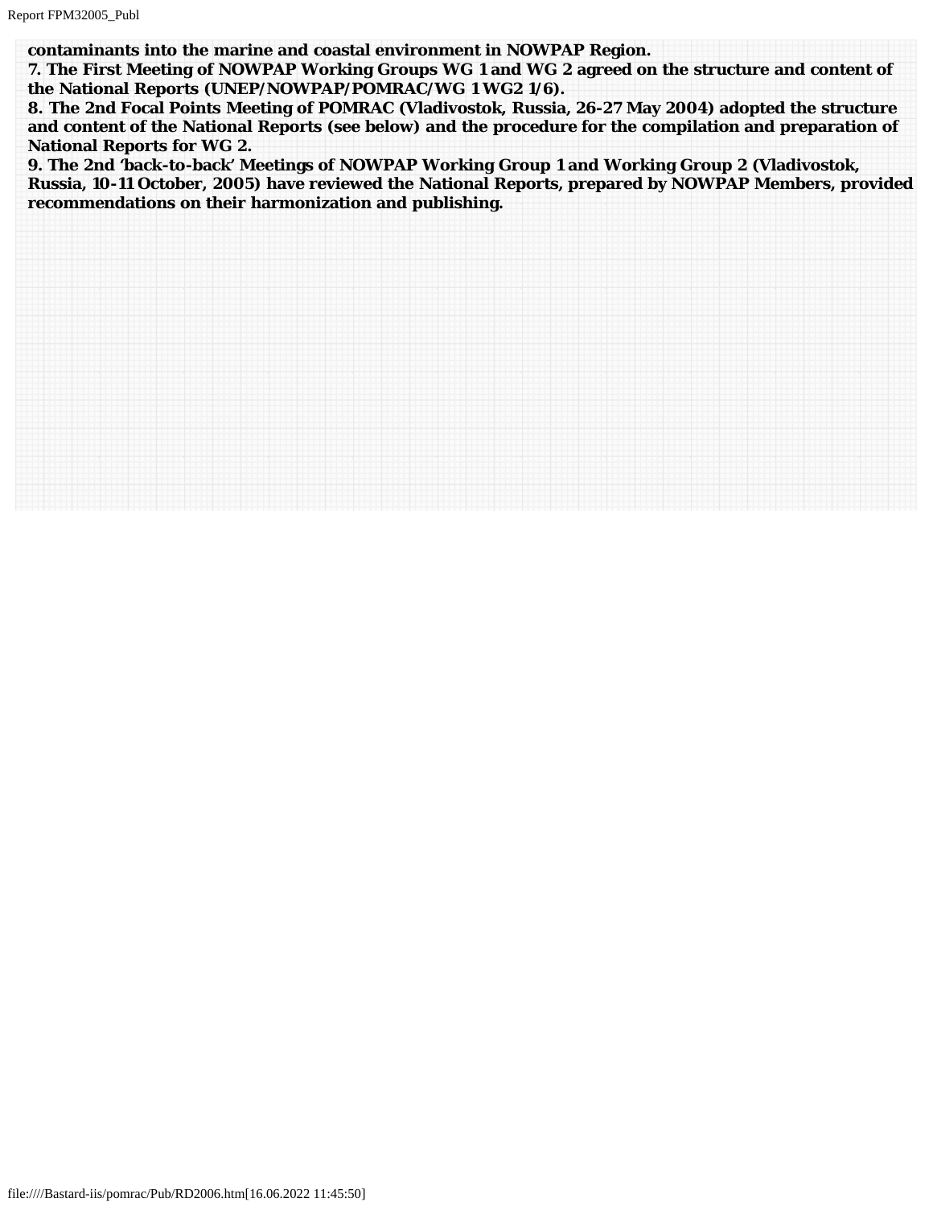**contaminants into the marine and coastal environment in NOWPAP Region.**

**7. The First Meeting of NOWPAP Working Groups WG 1 and WG 2 agreed on the structure and content of the National Reports (UNEP/NOWPAP/POMRAC/WG 1 WG2 1/6).**

**8. The 2nd Focal Points Meeting of POMRAC (Vladivostok, Russia, 26-27 May 2004) adopted the structure and content of the National Reports (see below) and the procedure for the compilation and preparation of National Reports for WG 2.**

**9. The 2nd 'back-to-back' Meetings of NOWPAP Working Group 1 and Working Group 2 (Vladivostok, Russia, 10-11 October, 2005) have reviewed the National Reports, prepared by NOWPAP Members, provided recommendations on their harmonization and publishing.**